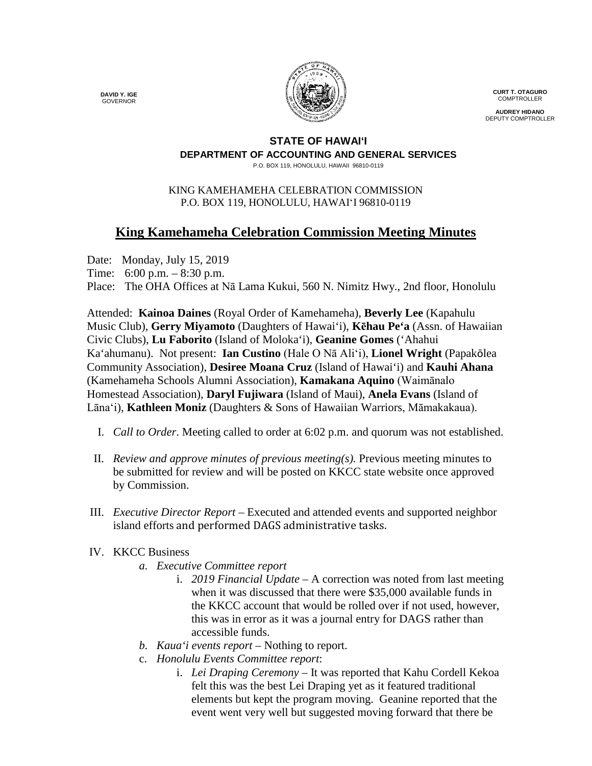**DAVID Y. IGE**
GOVERNOR

**CURT T. OTAGURO**
COMPTROLLER

**AUDREY HIDANO**
DEPUTY COMPTROLLER

**STATE OF HAWAIʻI**
**DEPARTMENT OF ACCOUNTING AND GENERAL SERVICES**
P.O. BOX 119, HONOLULU, HAWAII 96810-0119

KING KAMEHAMEHA CELEBRATION COMMISSION
P.O. BOX 119, HONOLULU, HAWAIʻI 96810-0119

# King Kamehameha Celebration Commission Meeting Minutes

Date: Monday, July 15, 2019
Time: 6:00 p.m. – 8:30 p.m.
Place: The OHA Offices at Nā Lama Kukui, 560 N. Nimitz Hwy., 2nd floor, Honolulu

Attended: **Kainoa Daines** (Royal Order of Kamehameha), **Beverly Lee** (Kapahulu Music Club), **Gerry Miyamoto** (Daughters of Hawaiʻi), **Kēhau Peʻa** (Assn. of Hawaiian Civic Clubs), **Lu Faborito** (Island of Molokaʻi), **Geanine Gomes** (ʻAhahui Kaʻahumanu). Not present: **Ian Custino** (Hale O Nā Aliʻi), **Lionel Wright** (Papakōlea Community Association), **Desiree Moana Cruz** (Island of Hawaiʻi) and **Kauhi Ahana** (Kamehameha Schools Alumni Association), **Kamakana Aquino** (Waimānalo Homestead Association), **Daryl Fujiwara** (Island of Maui), **Anela Evans** (Island of Lānaʻi), **Kathleen Moniz** (Daughters & Sons of Hawaiian Warriors, Māmakakaua).

I. *Call to Order*. Meeting called to order at 6:02 p.m. and quorum was not established.

II. *Review and approve minutes of previous meeting(s).* Previous meeting minutes to be submitted for review and will be posted on KKCC state website once approved by Commission.

III. *Executive Director Report* – Executed and attended events and supported neighbor island efforts and performed DAGS administrative tasks.

IV. KKCC Business
   a. *Executive Committee report*
      i. *2019 Financial Update* – A correction was noted from last meeting when it was discussed that there were $35,000 available funds in the KKCC account that would be rolled over if not used, however, this was in error as it was a journal entry for DAGS rather than accessible funds.
   b. *Kauaʻi events report* – Nothing to report.
   c. *Honolulu Events Committee report*:
      i. *Lei Draping Ceremony* – It was reported that Kahu Cordell Kekoa felt this was the best Lei Draping yet as it featured traditional elements but kept the program moving. Geanine reported that the event went very well but suggested moving forward that there be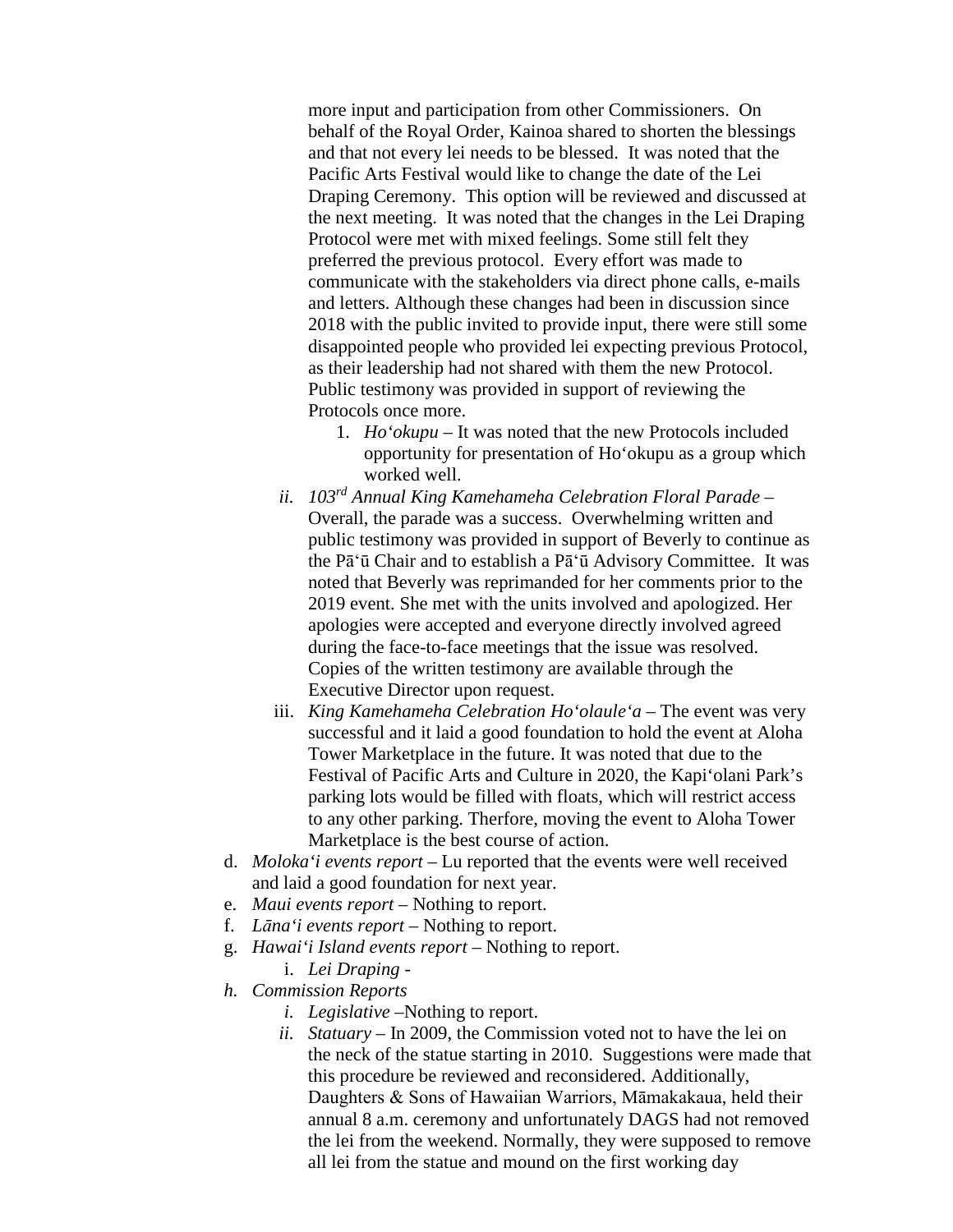more input and participation from other Commissioners. On behalf of the Royal Order, Kainoa shared to shorten the blessings and that not every lei needs to be blessed. It was noted that the Pacific Arts Festival would like to change the date of the Lei Draping Ceremony. This option will be reviewed and discussed at the next meeting. It was noted that the changes in the Lei Draping Protocol were met with mixed feelings. Some still felt they preferred the previous protocol. Every effort was made to communicate with the stakeholders via direct phone calls, e-mails and letters. Although these changes had been in discussion since 2018 with the public invited to provide input, there were still some disappointed people who provided lei expecting previous Protocol, as their leadership had not shared with them the new Protocol. Public testimony was provided in support of reviewing the Protocols once more.

1. *Hoʻokupu* – It was noted that the new Protocols included opportunity for presentation of Hoʻokupu as a group which worked well.

ii. *103rd Annual King Kamehameha Celebration Floral Parade* – Overall, the parade was a success. Overwhelming written and public testimony was provided in support of Beverly to continue as the Pāʻū Chair and to establish a Pāʻū Advisory Committee. It was noted that Beverly was reprimanded for her comments prior to the 2019 event. She met with the units involved and apologized. Her apologies were accepted and everyone directly involved agreed during the face-to-face meetings that the issue was resolved. Copies of the written testimony are available through the Executive Director upon request.

iii. *King Kamehameha Celebration Hoʻolauleʻa* – The event was very successful and it laid a good foundation to hold the event at Aloha Tower Marketplace in the future. It was noted that due to the Festival of Pacific Arts and Culture in 2020, the Kapiʻolani Park's parking lots would be filled with floats, which will restrict access to any other parking. Therfore, moving the event to Aloha Tower Marketplace is the best course of action.

d. *Molokaʻi events report* – Lu reported that the events were well received and laid a good foundation for next year.

e. *Maui events report* – Nothing to report.

f. *Lānaʻi events report* – Nothing to report.

g. *Hawaiʻi Island events report* – Nothing to report.

   i. *Lei Draping* -

h. *Commission Reports*

   i. *Legislative* –Nothing to report.

   ii. *Statuary* – In 2009, the Commission voted not to have the lei on the neck of the statue starting in 2010. Suggestions were made that this procedure be reviewed and reconsidered. Additionally, Daughters & Sons of Hawaiian Warriors, Māmakakaua, held their annual 8 a.m. ceremony and unfortunately DAGS had not removed the lei from the weekend. Normally, they were supposed to remove all lei from the statue and mound on the first working day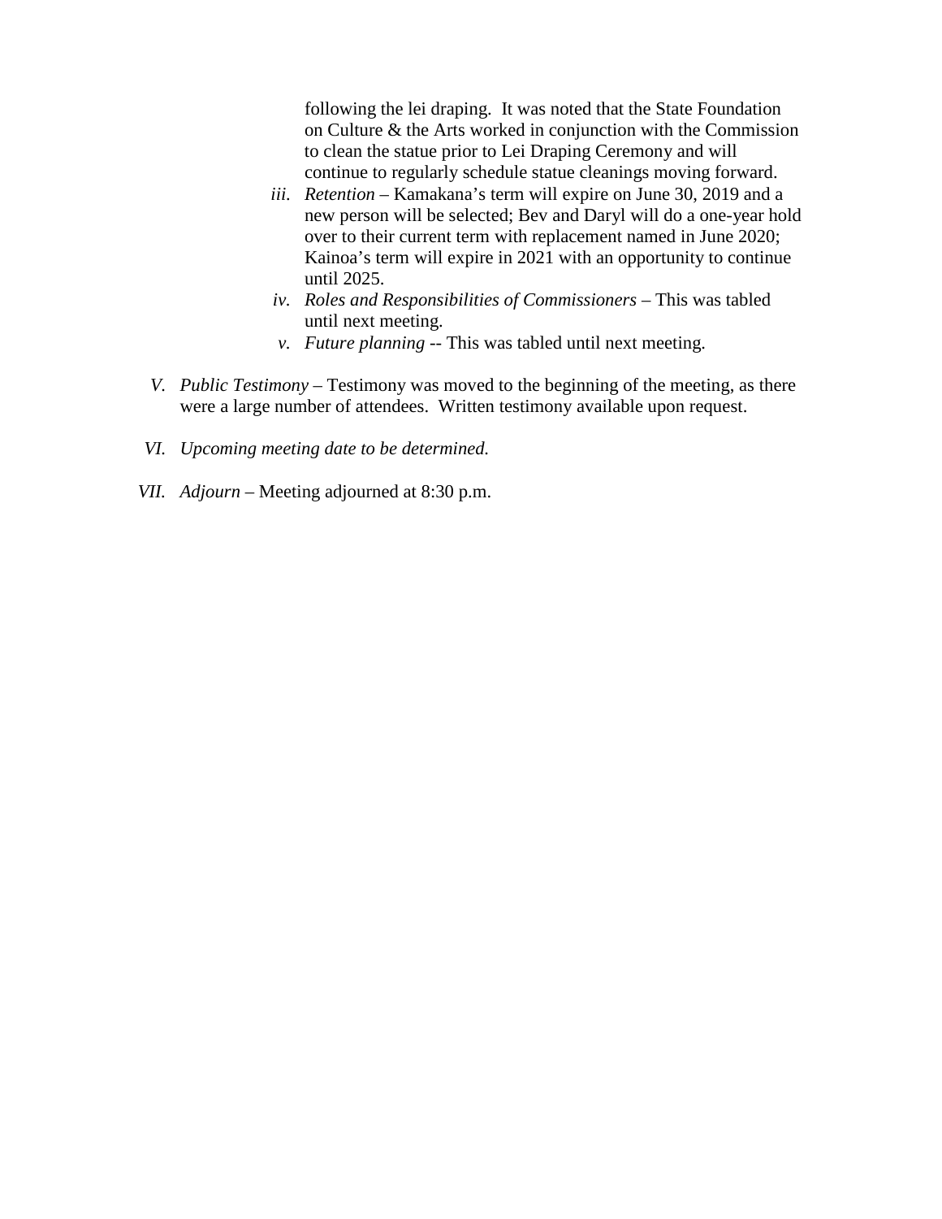following the lei draping. It was noted that the State Foundation on Culture & the Arts worked in conjunction with the Commission to clean the statue prior to Lei Draping Ceremony and will continue to regularly schedule statue cleanings moving forward.

iii. *Retention* – Kamakana's term will expire on June 30, 2019 and a new person will be selected; Bev and Daryl will do a one-year hold over to their current term with replacement named in June 2020; Kainoa's term will expire in 2021 with an opportunity to continue until 2025.

iv. *Roles and Responsibilities of Commissioners* – This was tabled until next meeting.

v. *Future planning* -- This was tabled until next meeting.

V. *Public Testimony* – Testimony was moved to the beginning of the meeting, as there were a large number of attendees. Written testimony available upon request.

VI. *Upcoming meeting date to be determined.*

VII. *Adjourn* – Meeting adjourned at 8:30 p.m.